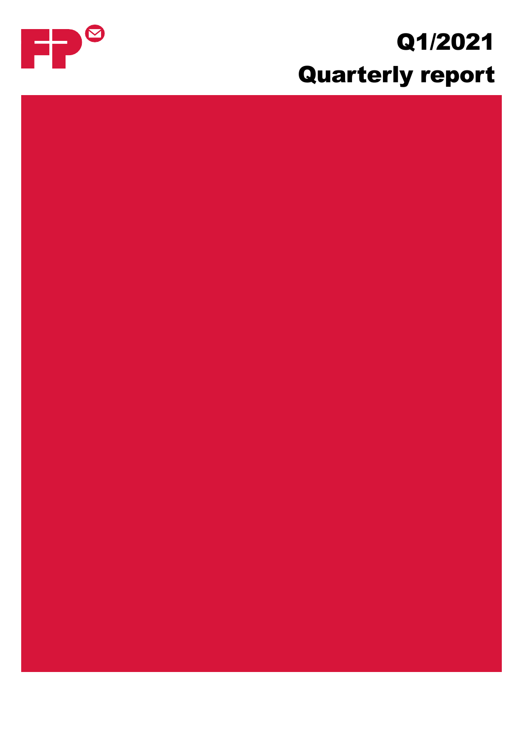# Q1/2021

# Quarterly report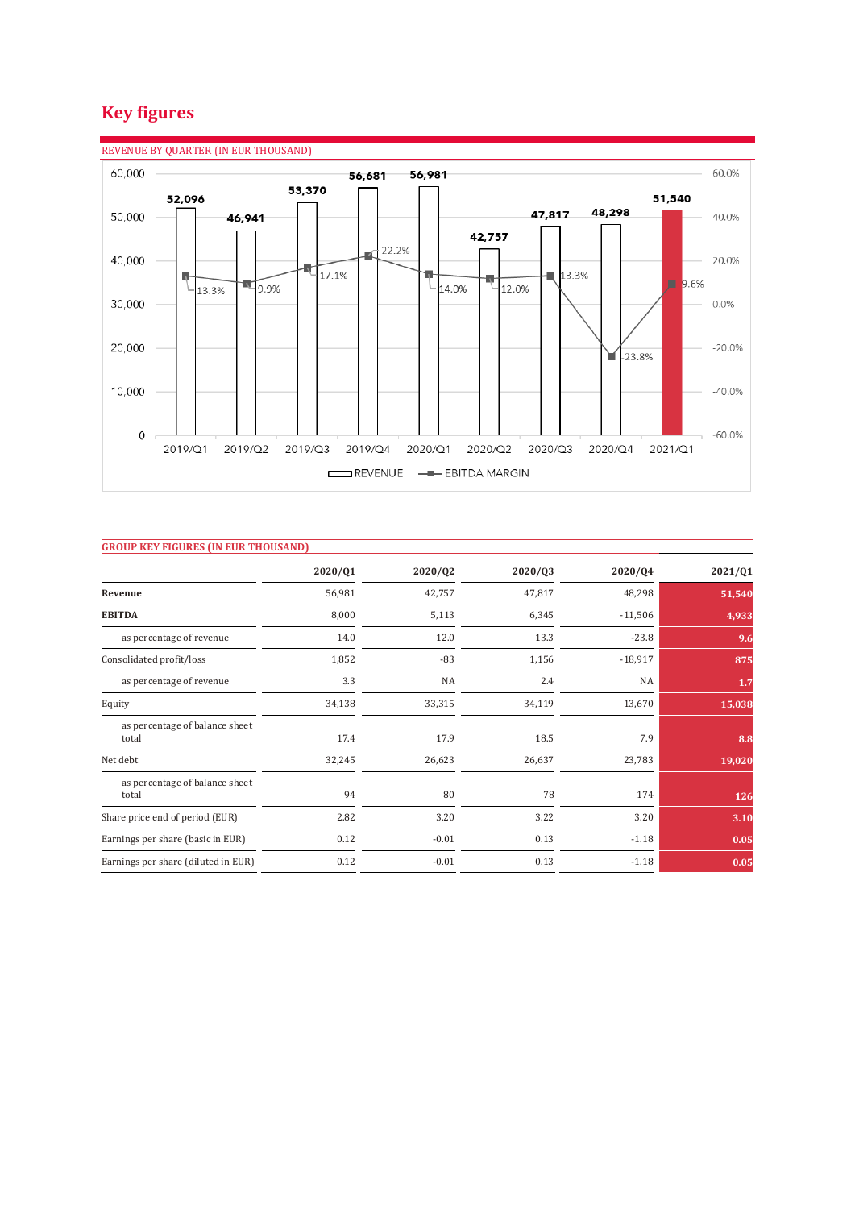# Key figures

REVENUE BY QUARTER (IN EUR THOUSAND)

| Quarter | Revenue | EBITDA margin |
|---|---|---|
| 2019/Q1 | 52,096 | 13.3% |
| 2019/Q2 | 46,941 | 9.9% |
| 2019/Q3 | 53,370 | 17.1% |
| 2019/Q4 | 56,681 | 22.2% |
| 2020/Q1 | 56,981 | 14.0% |
| 2020/Q2 | 42,757 | 12.0% |
| 2020/Q3 | 47,817 | 13.3% |
| 2020/Q4 | 48,298 | -23.8% |
| 2021/Q1 | 51,540 | 9.6% |

GROUP KEY FIGURES (IN EUR THOUSAND)

| | 2020/Q1 | 2020/Q2 | 2020/Q3 | 2020/Q4 | 2021/Q1 |
|---|---|---|---|---|---|
| **Revenue** | 56,981 | 42,757 | 47,817 | 48,298 | 51,540 |
| **EBITDA** | 8,000 | 5,113 | 6,345 | -11,506 | 4,933 |
| as percentage of revenue | 14.0 | 12.0 | 13.3 | -23.8 | 9.6 |
| Consolidated profit/loss | 1,852 | -83 | 1,156 | -18,917 | 875 |
| as percentage of revenue | 3.3 | NA | 2.4 | NA | 1.7 |
| Equity | 34,138 | 33,315 | 34,119 | 13,670 | 15,038 |
| as percentage of balance sheet total | 17.4 | 17.9 | 18.5 | 7.9 | 8.8 |
| Net debt | 32,245 | 26,623 | 26,637 | 23,783 | 19,020 |
| as percentage of balance sheet total | 94 | 80 | 78 | 174 | 126 |
| Share price end of period (EUR) | 2.82 | 3.20 | 3.22 | 3.20 | 3.10 |
| Earnings per share (basic in EUR) | 0.12 | -0.01 | 0.13 | -1.18 | 0.05 |
| Earnings per share (diluted in EUR) | 0.12 | -0.01 | 0.13 | -1.18 | 0.05 |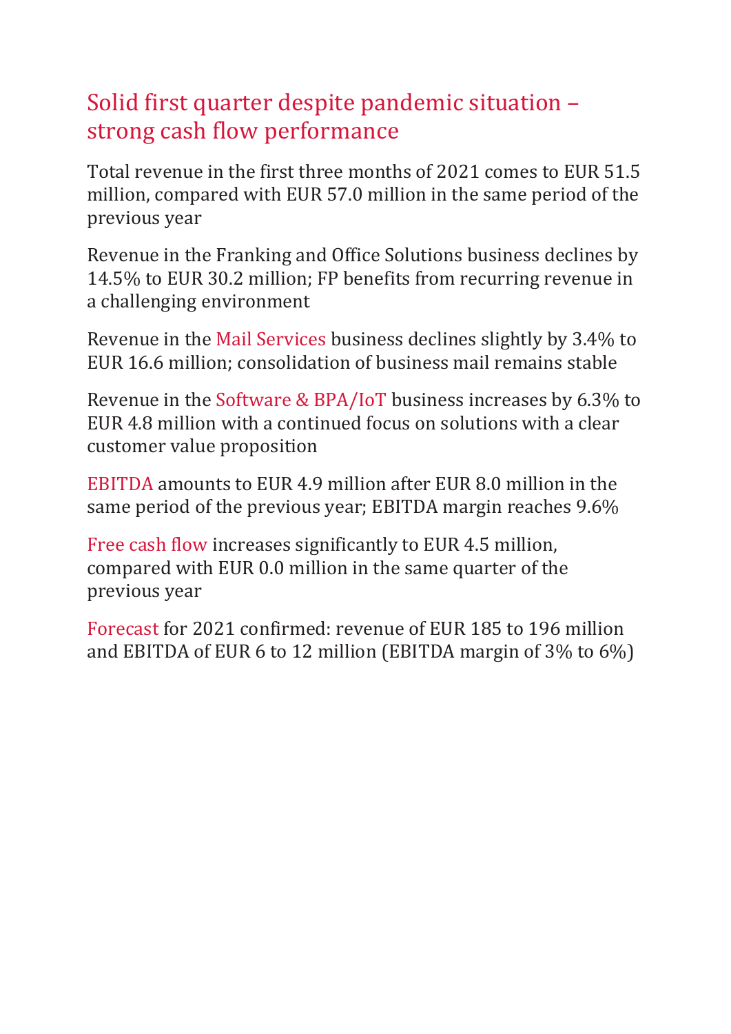# Solid first quarter despite pandemic situation – strong cash flow performance

Total revenue in the first three months of 2021 comes to EUR 51.5 million, compared with EUR 57.0 million in the same period of the previous year

Revenue in the Franking and Office Solutions business declines by 14.5% to EUR 30.2 million; FP benefits from recurring revenue in a challenging environment

Revenue in the Mail Services business declines slightly by 3.4% to EUR 16.6 million; consolidation of business mail remains stable

Revenue in the Software & BPA/IoT business increases by 6.3% to EUR 4.8 million with a continued focus on solutions with a clear customer value proposition

EBITDA amounts to EUR 4.9 million after EUR 8.0 million in the same period of the previous year; EBITDA margin reaches 9.6%

Free cash flow increases significantly to EUR 4.5 million, compared with EUR 0.0 million in the same quarter of the previous year

Forecast for 2021 confirmed: revenue of EUR 185 to 196 million and EBITDA of EUR 6 to 12 million (EBITDA margin of 3% to 6%)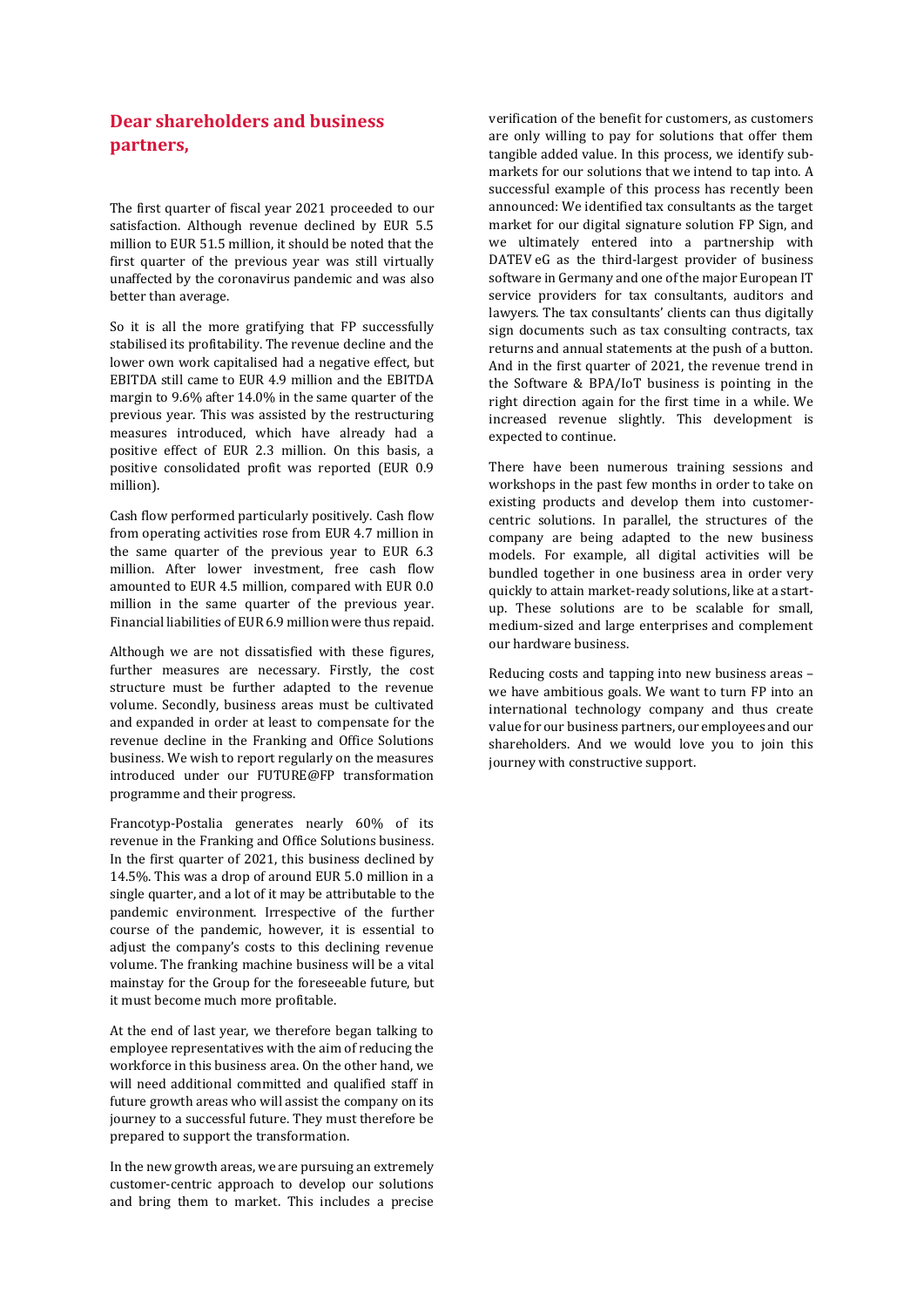## Dear shareholders and business partners,

The first quarter of fiscal year 2021 proceeded to our satisfaction. Although revenue declined by EUR 5.5 million to EUR 51.5 million, it should be noted that the first quarter of the previous year was still virtually unaffected by the coronavirus pandemic and was also better than average.

So it is all the more gratifying that FP successfully stabilised its profitability. The revenue decline and the lower own work capitalised had a negative effect, but EBITDA still came to EUR 4.9 million and the EBITDA margin to 9.6% after 14.0% in the same quarter of the previous year. This was assisted by the restructuring measures introduced, which have already had a positive effect of EUR 2.3 million. On this basis, a positive consolidated profit was reported (EUR 0.9 million).

Cash flow performed particularly positively. Cash flow from operating activities rose from EUR 4.7 million in the same quarter of the previous year to EUR 6.3 million. After lower investment, free cash flow amounted to EUR 4.5 million, compared with EUR 0.0 million in the same quarter of the previous year. Financial liabilities of EUR 6.9 million were thus repaid.

Although we are not dissatisfied with these figures, further measures are necessary. Firstly, the cost structure must be further adapted to the revenue volume. Secondly, business areas must be cultivated and expanded in order at least to compensate for the revenue decline in the Franking and Office Solutions business. We wish to report regularly on the measures introduced under our FUTURE@FP transformation programme and their progress.

Francotyp-Postalia generates nearly 60% of its revenue in the Franking and Office Solutions business. In the first quarter of 2021, this business declined by 14.5%. This was a drop of around EUR 5.0 million in a single quarter, and a lot of it may be attributable to the pandemic environment. Irrespective of the further course of the pandemic, however, it is essential to adjust the company's costs to this declining revenue volume. The franking machine business will be a vital mainstay for the Group for the foreseeable future, but it must become much more profitable.

At the end of last year, we therefore began talking to employee representatives with the aim of reducing the workforce in this business area. On the other hand, we will need additional committed and qualified staff in future growth areas who will assist the company on its journey to a successful future. They must therefore be prepared to support the transformation.

In the new growth areas, we are pursuing an extremely customer-centric approach to develop our solutions and bring them to market. This includes a precise verification of the benefit for customers, as customers are only willing to pay for solutions that offer them tangible added value. In this process, we identify sub-markets for our solutions that we intend to tap into. A successful example of this process has recently been announced: We identified tax consultants as the target market for our digital signature solution FP Sign, and we ultimately entered into a partnership with DATEV eG as the third-largest provider of business software in Germany and one of the major European IT service providers for tax consultants, auditors and lawyers. The tax consultants' clients can thus digitally sign documents such as tax consulting contracts, tax returns and annual statements at the push of a button. And in the first quarter of 2021, the revenue trend in the Software & BPA/IoT business is pointing in the right direction again for the first time in a while. We increased revenue slightly. This development is expected to continue.

There have been numerous training sessions and workshops in the past few months in order to take on existing products and develop them into customer-centric solutions. In parallel, the structures of the company are being adapted to the new business models. For example, all digital activities will be bundled together in one business area in order very quickly to attain market-ready solutions, like at a start-up. These solutions are to be scalable for small, medium-sized and large enterprises and complement our hardware business.

Reducing costs and tapping into new business areas – we have ambitious goals. We want to turn FP into an international technology company and thus create value for our business partners, our employees and our shareholders. And we would love you to join this journey with constructive support.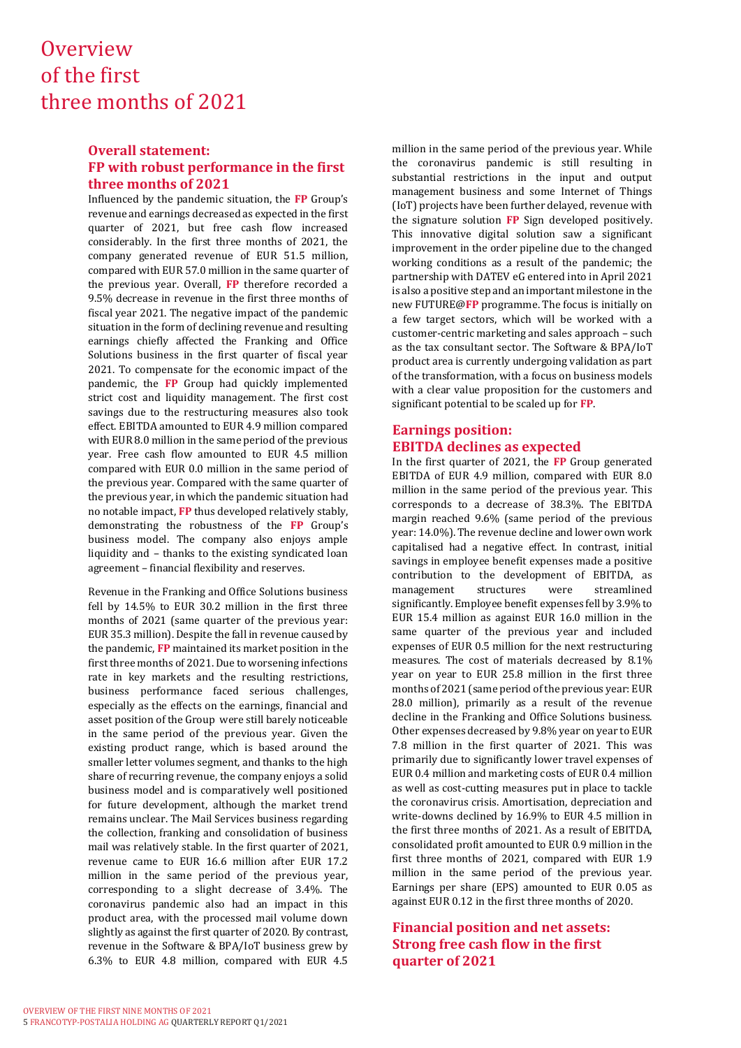# Overview of the first three months of 2021

## Overall statement: FP with robust performance in the first three months of 2021

Influenced by the pandemic situation, the **FP** Group's revenue and earnings decreased as expected in the first quarter of 2021, but free cash flow increased considerably. In the first three months of 2021, the company generated revenue of EUR 51.5 million, compared with EUR 57.0 million in the same quarter of the previous year. Overall, **FP** therefore recorded a 9.5% decrease in revenue in the first three months of fiscal year 2021. The negative impact of the pandemic situation in the form of declining revenue and resulting earnings chiefly affected the Franking and Office Solutions business in the first quarter of fiscal year 2021. To compensate for the economic impact of the pandemic, the **FP** Group had quickly implemented strict cost and liquidity management. The first cost savings due to the restructuring measures also took effect. EBITDA amounted to EUR 4.9 million compared with EUR 8.0 million in the same period of the previous year. Free cash flow amounted to EUR 4.5 million compared with EUR 0.0 million in the same period of the previous year. Compared with the same quarter of the previous year, in which the pandemic situation had no notable impact, **FP** thus developed relatively stably, demonstrating the robustness of the **FP** Group's business model. The company also enjoys ample liquidity and – thanks to the existing syndicated loan agreement – financial flexibility and reserves.

Revenue in the Franking and Office Solutions business fell by 14.5% to EUR 30.2 million in the first three months of 2021 (same quarter of the previous year: EUR 35.3 million). Despite the fall in revenue caused by the pandemic, **FP** maintained its market position in the first three months of 2021. Due to worsening infections rate in key markets and the resulting restrictions, business performance faced serious challenges, especially as the effects on the earnings, financial and asset position of the Group were still barely noticeable in the same period of the previous year. Given the existing product range, which is based around the smaller letter volumes segment, and thanks to the high share of recurring revenue, the company enjoys a solid business model and is comparatively well positioned for future development, although the market trend remains unclear. The Mail Services business regarding the collection, franking and consolidation of business mail was relatively stable. In the first quarter of 2021, revenue came to EUR 16.6 million after EUR 17.2 million in the same period of the previous year, corresponding to a slight decrease of 3.4%. The coronavirus pandemic also had an impact in this product area, with the processed mail volume down slightly as against the first quarter of 2020. By contrast, revenue in the Software & BPA/IoT business grew by 6.3% to EUR 4.8 million, compared with EUR 4.5 million in the same period of the previous year. While the coronavirus pandemic is still resulting in substantial restrictions in the input and output management business and some Internet of Things (IoT) projects have been further delayed, revenue with the signature solution **FP** Sign developed positively. This innovative digital solution saw a significant improvement in the order pipeline due to the changed working conditions as a result of the pandemic; the partnership with DATEV eG entered into in April 2021 is also a positive step and an important milestone in the new FUTURE@**FP** programme. The focus is initially on a few target sectors, which will be worked with a customer-centric marketing and sales approach – such as the tax consultant sector. The Software & BPA/IoT product area is currently undergoing validation as part of the transformation, with a focus on business models with a clear value proposition for the customers and significant potential to be scaled up for **FP**.

## Earnings position: EBITDA declines as expected

In the first quarter of 2021, the **FP** Group generated EBITDA of EUR 4.9 million, compared with EUR 8.0 million in the same period of the previous year. This corresponds to a decrease of 38.3%. The EBITDA margin reached 9.6% (same period of the previous year: 14.0%). The revenue decline and lower own work capitalised had a negative effect. In contrast, initial savings in employee benefit expenses made a positive contribution to the development of EBITDA, as management structures were streamlined significantly. Employee benefit expenses fell by 3.9% to EUR 15.4 million as against EUR 16.0 million in the same quarter of the previous year and included expenses of EUR 0.5 million for the next restructuring measures. The cost of materials decreased by 8.1% year on year to EUR 25.8 million in the first three months of 2021 (same period of the previous year: EUR 28.0 million), primarily as a result of the revenue decline in the Franking and Office Solutions business. Other expenses decreased by 9.8% year on year to EUR 7.8 million in the first quarter of 2021. This was primarily due to significantly lower travel expenses of EUR 0.4 million and marketing costs of EUR 0.4 million as well as cost-cutting measures put in place to tackle the coronavirus crisis. Amortisation, depreciation and write-downs declined by 16.9% to EUR 4.5 million in the first three months of 2021. As a result of EBITDA, consolidated profit amounted to EUR 0.9 million in the first three months of 2021, compared with EUR 1.9 million in the same period of the previous year. Earnings per share (EPS) amounted to EUR 0.05 as against EUR 0.12 in the first three months of 2020.

## Financial position and net assets: Strong free cash flow in the first quarter of 2021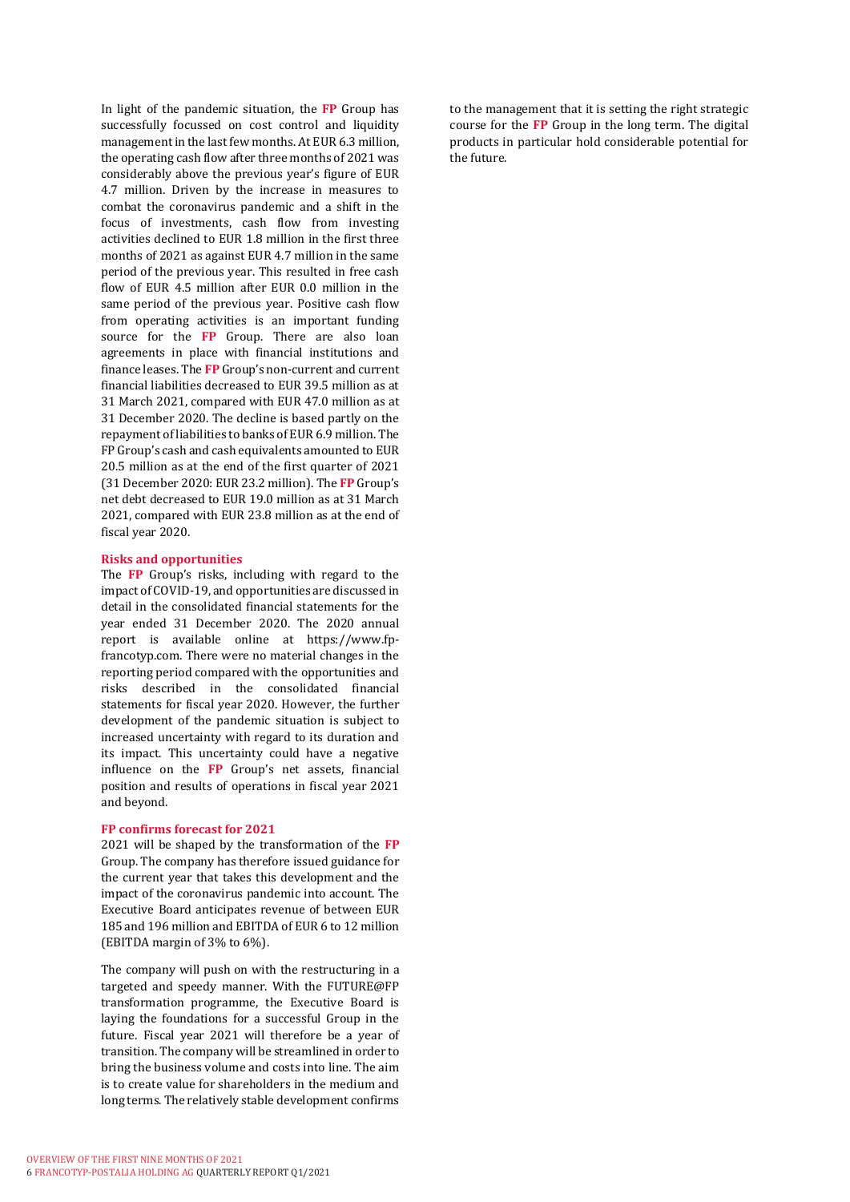In light of the pandemic situation, the **FP** Group has successfully focussed on cost control and liquidity management in the last few months. At EUR 6.3 million, the operating cash flow after three months of 2021 was considerably above the previous year's figure of EUR 4.7 million. Driven by the increase in measures to combat the coronavirus pandemic and a shift in the focus of investments, cash flow from investing activities declined to EUR 1.8 million in the first three months of 2021 as against EUR 4.7 million in the same period of the previous year. This resulted in free cash flow of EUR 4.5 million after EUR 0.0 million in the same period of the previous year. Positive cash flow from operating activities is an important funding source for the **FP** Group. There are also loan agreements in place with financial institutions and finance leases. The **FP** Group's non-current and current financial liabilities decreased to EUR 39.5 million as at 31 March 2021, compared with EUR 47.0 million as at 31 December 2020. The decline is based partly on the repayment of liabilities to banks of EUR 6.9 million. The FP Group's cash and cash equivalents amounted to EUR 20.5 million as at the end of the first quarter of 2021 (31 December 2020: EUR 23.2 million). The **FP** Group's net debt decreased to EUR 19.0 million as at 31 March 2021, compared with EUR 23.8 million as at the end of fiscal year 2020.

### Risks and opportunities

The **FP** Group's risks, including with regard to the impact of COVID-19, and opportunities are discussed in detail in the consolidated financial statements for the year ended 31 December 2020. The 2020 annual report is available online at https://www.fp-francotyp.com. There were no material changes in the reporting period compared with the opportunities and risks described in the consolidated financial statements for fiscal year 2020. However, the further development of the pandemic situation is subject to increased uncertainty with regard to its duration and its impact. This uncertainty could have a negative influence on the **FP** Group's net assets, financial position and results of operations in fiscal year 2021 and beyond.

### FP confirms forecast for 2021

2021 will be shaped by the transformation of the **FP** Group. The company has therefore issued guidance for the current year that takes this development and the impact of the coronavirus pandemic into account. The Executive Board anticipates revenue of between EUR 185 and 196 million and EBITDA of EUR 6 to 12 million (EBITDA margin of 3% to 6%).

The company will push on with the restructuring in a targeted and speedy manner. With the FUTURE@FP transformation programme, the Executive Board is laying the foundations for a successful Group in the future. Fiscal year 2021 will therefore be a year of transition. The company will be streamlined in order to bring the business volume and costs into line. The aim is to create value for shareholders in the medium and long terms. The relatively stable development confirms to the management that it is setting the right strategic course for the **FP** Group in the long term. The digital products in particular hold considerable potential for the future.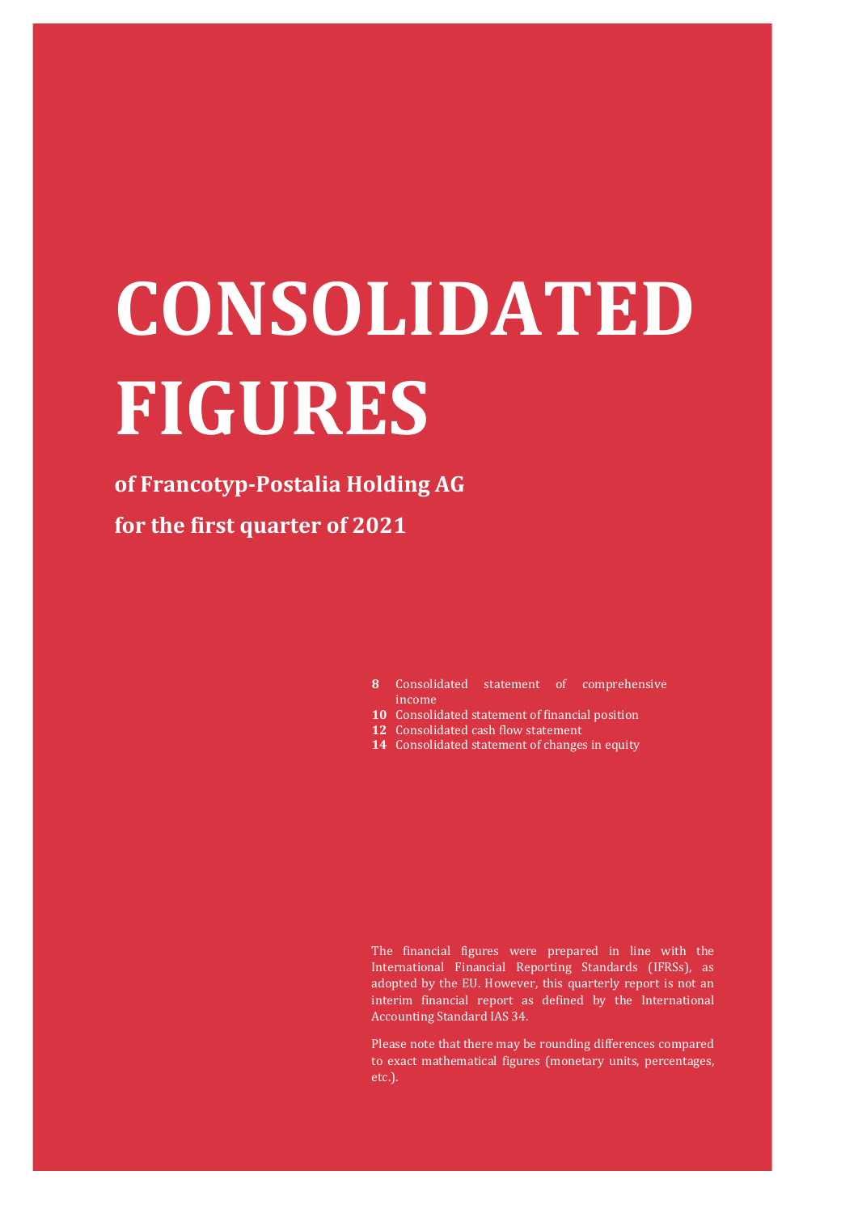# CONSOLIDATED FIGURES

**of Francotyp-Postalia Holding AG**

**for the first quarter of 2021**

- **8** Consolidated statement of comprehensive income
- **10** Consolidated statement of financial position
- **12** Consolidated cash flow statement
- **14** Consolidated statement of changes in equity

The financial figures were prepared in line with the International Financial Reporting Standards (IFRSs), as adopted by the EU. However, this quarterly report is not an interim financial report as defined by the International Accounting Standard IAS 34.

Please note that there may be rounding differences compared to exact mathematical figures (monetary units, percentages, etc.).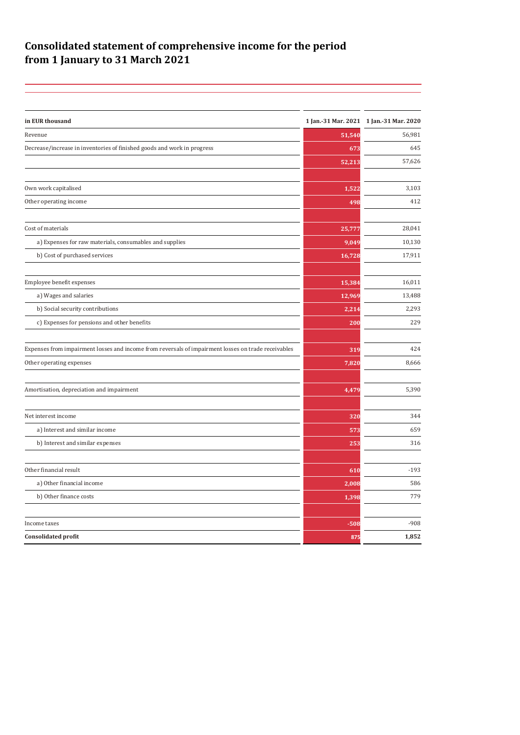# Consolidated statement of comprehensive income for the period from 1 January to 31 March 2021

| in EUR thousand | 1 Jan.-31 Mar. 2021 | 1 Jan.-31 Mar. 2020 |
|---|---|---|
| Revenue | 51,540 | 56,981 |
| Decrease/increase in inventories of finished goods and work in progress | 673 | 645 |
| | 52,213 | 57,626 |
| | | |
| Own work capitalised | 1,522 | 3,103 |
| Other operating income | 498 | 412 |
| | | |
| Cost of materials | 25,777 | 28,041 |
| a) Expenses for raw materials, consumables and supplies | 9,049 | 10,130 |
| b) Cost of purchased services | 16,728 | 17,911 |
| | | |
| Employee benefit expenses | 15,384 | 16,011 |
| a) Wages and salaries | 12,969 | 13,488 |
| b) Social security contributions | 2,214 | 2,293 |
| c) Expenses for pensions and other benefits | 200 | 229 |
| | | |
| Expenses from impairment losses and income from reversals of impairment losses on trade receivables | 319 | 424 |
| Other operating expenses | 7,820 | 8,666 |
| | | |
| Amortisation, depreciation and impairment | 4,479 | 5,390 |
| | | |
| Net interest income | 320 | 344 |
| a) Interest and similar income | 573 | 659 |
| b) Interest and similar expenses | 253 | 316 |
| | | |
| Other financial result | 610 | -193 |
| a) Other financial income | 2,008 | 586 |
| b) Other finance costs | 1,398 | 779 |
| | | |
| Income taxes | -508 | -908 |
| **Consolidated profit** | **875** | **1,852** |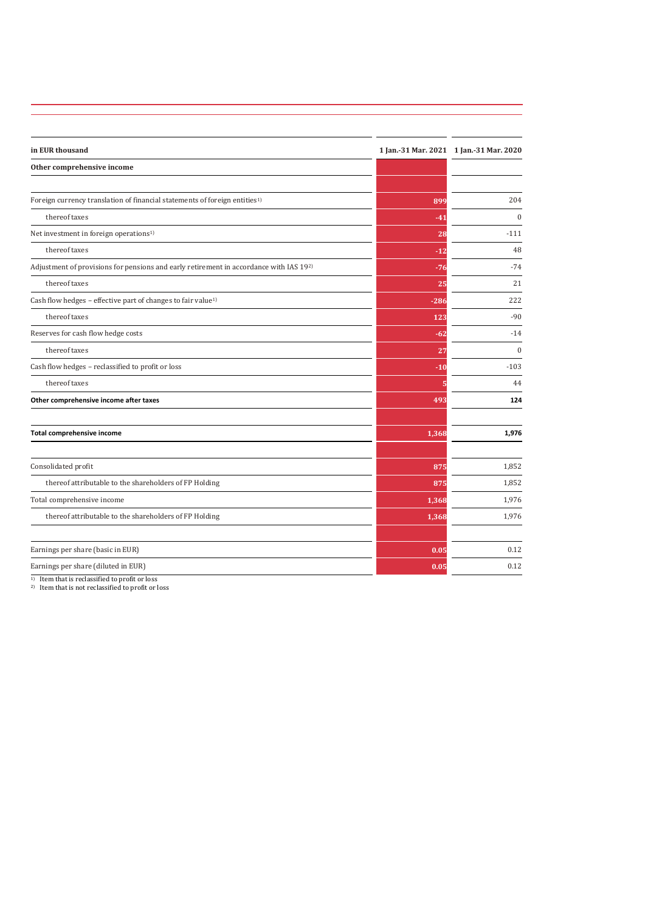| in EUR thousand | 1 Jan.-31 Mar. 2021 | 1 Jan.-31 Mar. 2020 |
|---|---|---|
| **Other comprehensive income** | | |
| | | |
| Foreign currency translation of financial statements of foreign entities[1] | 899 | 204 |
| thereof taxes | -41 | 0 |
| Net investment in foreign operations[1] | 28 | -111 |
| thereof taxes | -12 | 48 |
| Adjustment of provisions for pensions and early retirement in accordance with IAS 19[2] | -76 | -74 |
| thereof taxes | 25 | 21 |
| Cash flow hedges – effective part of changes to fair value[1] | -286 | 222 |
| thereof taxes | 123 | -90 |
| Reserves for cash flow hedge costs | -62 | -14 |
| thereof taxes | 27 | 0 |
| Cash flow hedges – reclassified to profit or loss | -10 | -103 |
| thereof taxes | 5 | 44 |
| **Other comprehensive income after taxes** | **493** | **124** |
| | | |
| **Total comprehensive income** | **1,368** | **1,976** |
| | | |
| Consolidated profit | 875 | 1,852 |
| thereof attributable to the shareholders of FP Holding | 875 | 1,852 |
| Total comprehensive income | 1,368 | 1,976 |
| thereof attributable to the shareholders of FP Holding | 1,368 | 1,976 |
| | | |
| Earnings per share (basic in EUR) | 0.05 | 0.12 |
| Earnings per share (diluted in EUR) | 0.05 | 0.12 |

[1] Item that is reclassified to profit or loss
[2] Item that is not reclassified to profit or loss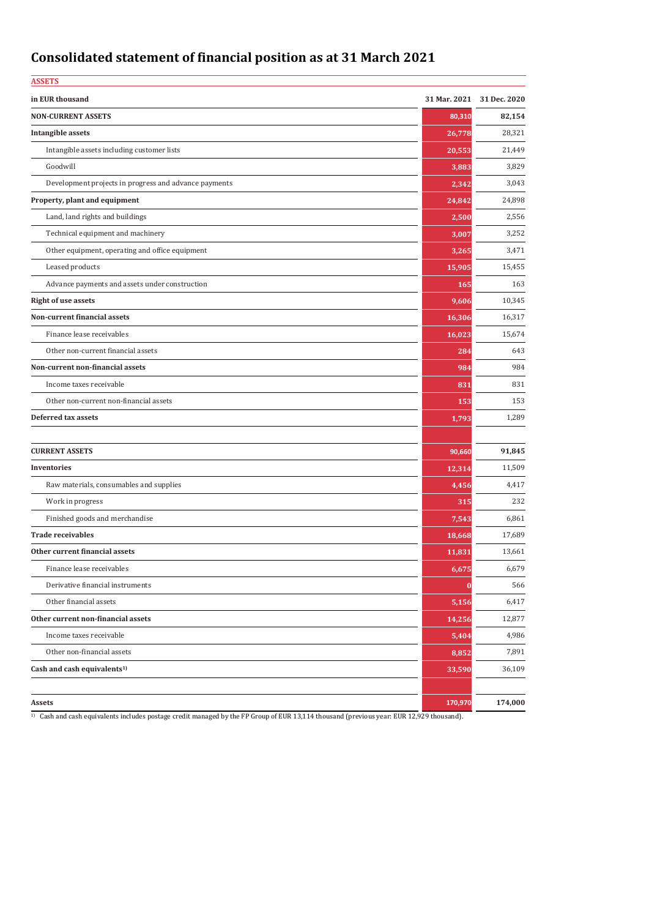# Consolidated statement of financial position as at 31 March 2021

ASSETS

| in EUR thousand | 31 Mar. 2021 | 31 Dec. 2020 |
|---|---|---|
| **NON-CURRENT ASSETS** | **80,310** | **82,154** |
| **Intangible assets** | **26,778** | 28,321 |
| Intangible assets including customer lists | 20,553 | 21,449 |
| Goodwill | 3,883 | 3,829 |
| Development projects in progress and advance payments | 2,342 | 3,043 |
| **Property, plant and equipment** | **24,842** | 24,898 |
| Land, land rights and buildings | 2,500 | 2,556 |
| Technical equipment and machinery | 3,007 | 3,252 |
| Other equipment, operating and office equipment | 3,265 | 3,471 |
| Leased products | 15,905 | 15,455 |
| Advance payments and assets under construction | 165 | 163 |
| **Right of use assets** | **9,606** | 10,345 |
| **Non-current financial assets** | **16,306** | 16,317 |
| Finance lease receivables | 16,023 | 15,674 |
| Other non-current financial assets | 284 | 643 |
| **Non-current non-financial assets** | **984** | 984 |
| Income taxes receivable | 831 | 831 |
| Other non-current non-financial assets | 153 | 153 |
| **Deferred tax assets** | **1,793** | 1,289 |
| | | |
| **CURRENT ASSETS** | **90,660** | **91,845** |
| **Inventories** | **12,314** | 11,509 |
| Raw materials, consumables and supplies | 4,456 | 4,417 |
| Work in progress | 315 | 232 |
| Finished goods and merchandise | 7,543 | 6,861 |
| **Trade receivables** | **18,668** | 17,689 |
| **Other current financial assets** | **11,831** | 13,661 |
| Finance lease receivables | 6,675 | 6,679 |
| Derivative financial instruments | 0 | 566 |
| Other financial assets | 5,156 | 6,417 |
| **Other current non-financial assets** | **14,256** | 12,877 |
| Income taxes receivable | 5,404 | 4,986 |
| Other non-financial assets | 8,852 | 7,891 |
| **Cash and cash equivalents[1]** | **33,590** | 36,109 |
| | | |
| **Assets** | **170,970** | **174,000** |

[1] Cash and cash equivalents includes postage credit managed by the FP Group of EUR 13,114 thousand (previous year: EUR 12,929 thousand).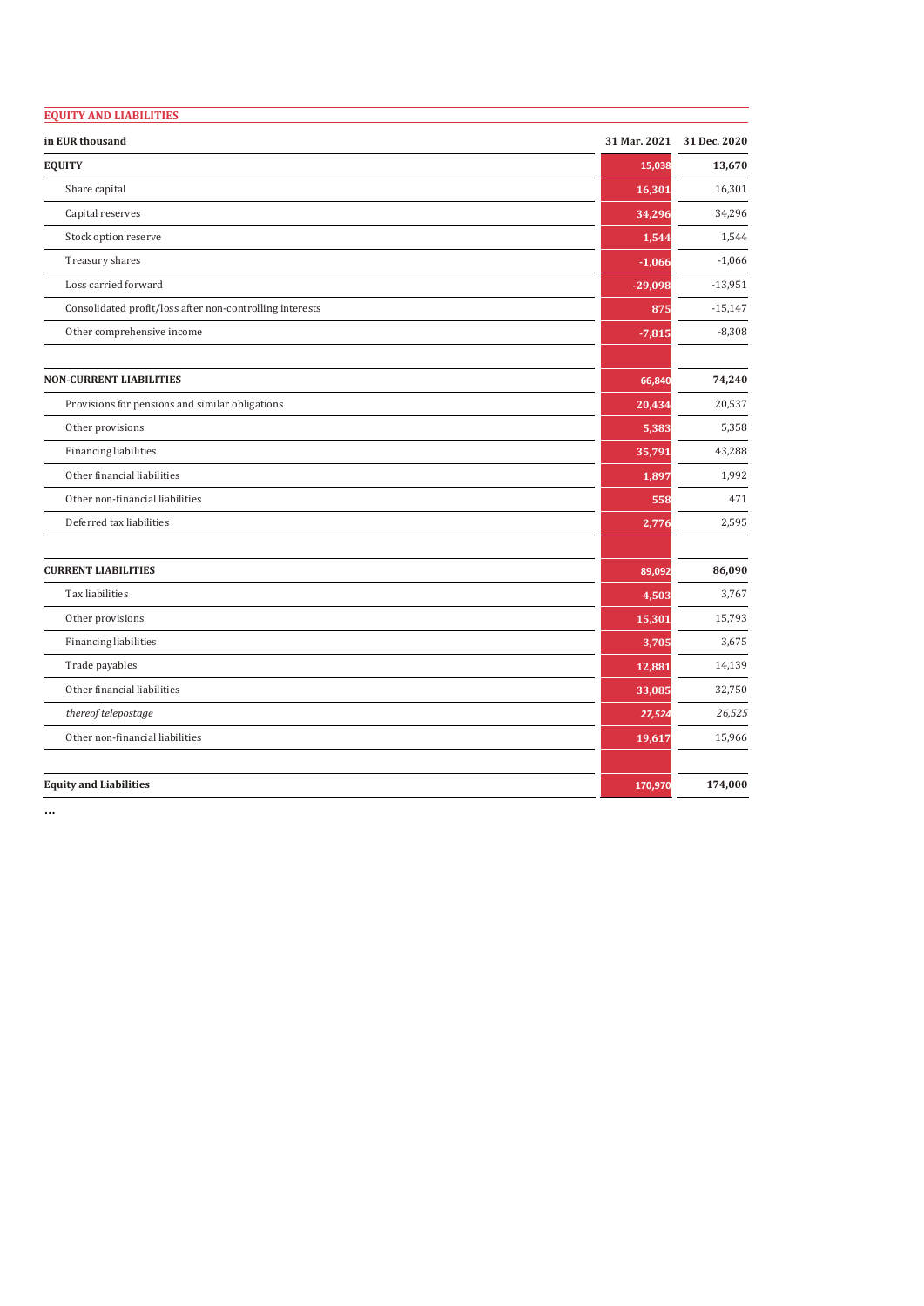## EQUITY AND LIABILITIES

| in EUR thousand | 31 Mar. 2021 | 31 Dec. 2020 |
|---|---|---|
| **EQUITY** | **15,038** | **13,670** |
| Share capital | 16,301 | 16,301 |
| Capital reserves | 34,296 | 34,296 |
| Stock option reserve | 1,544 | 1,544 |
| Treasury shares | -1,066 | -1,066 |
| Loss carried forward | -29,098 | -13,951 |
| Consolidated profit/loss after non-controlling interests | 875 | -15,147 |
| Other comprehensive income | -7,815 | -8,308 |
| | | |
| **NON-CURRENT LIABILITIES** | **66,840** | **74,240** |
| Provisions for pensions and similar obligations | 20,434 | 20,537 |
| Other provisions | 5,383 | 5,358 |
| Financing liabilities | 35,791 | 43,288 |
| Other financial liabilities | 1,897 | 1,992 |
| Other non-financial liabilities | 558 | 471 |
| Deferred tax liabilities | 2,776 | 2,595 |
| | | |
| **CURRENT LIABILITIES** | **89,092** | **86,090** |
| Tax liabilities | 4,503 | 3,767 |
| Other provisions | 15,301 | 15,793 |
| Financing liabilities | 3,705 | 3,675 |
| Trade payables | 12,881 | 14,139 |
| Other financial liabilities | 33,085 | 32,750 |
| *thereof telepostage* | *27,524* | *26,525* |
| Other non-financial liabilities | 19,617 | 15,966 |
| | | |
| **Equity and Liabilities** | **170,970** | **174,000** |

...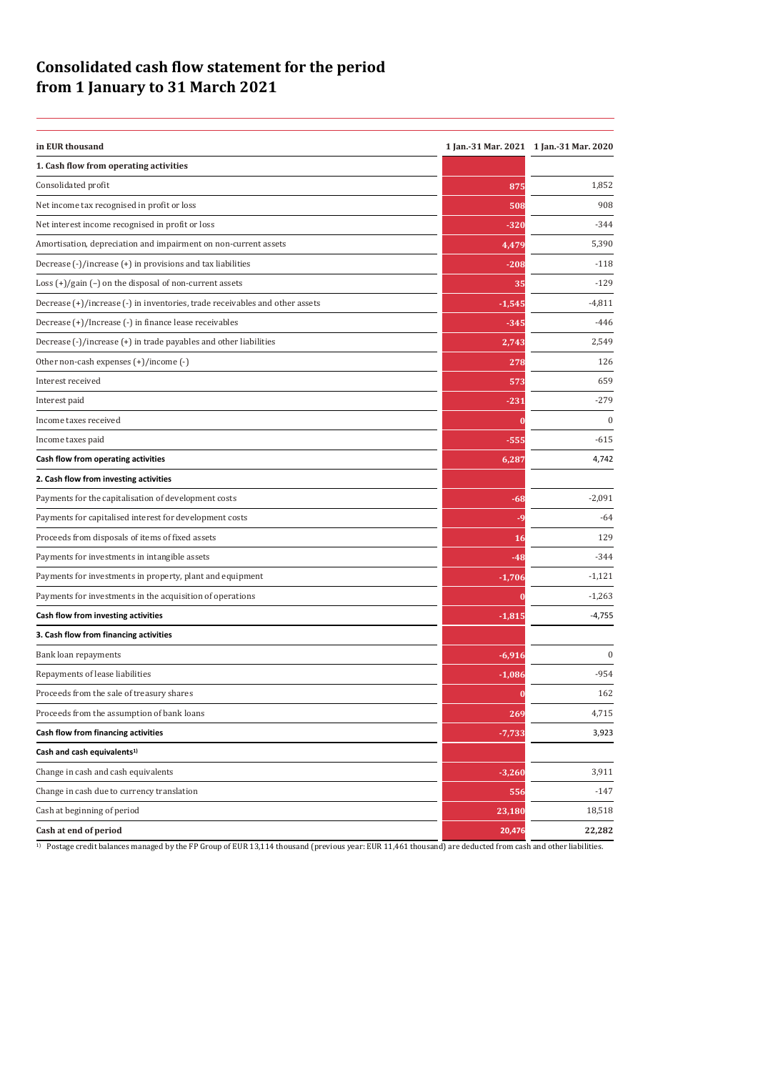# Consolidated cash flow statement for the period from 1 January to 31 March 2021

| in EUR thousand | 1 Jan.-31 Mar. 2021 | 1 Jan.-31 Mar. 2020 |
|---|---|---|
| **1. Cash flow from operating activities** | | |
| Consolidated profit | 875 | 1,852 |
| Net income tax recognised in profit or loss | 508 | 908 |
| Net interest income recognised in profit or loss | -320 | -344 |
| Amortisation, depreciation and impairment on non-current assets | 4,479 | 5,390 |
| Decrease (-)/increase (+) in provisions and tax liabilities | -208 | -118 |
| Loss (+)/gain (–) on the disposal of non-current assets | 35 | -129 |
| Decrease (+)/increase (-) in inventories, trade receivables and other assets | -1,545 | -4,811 |
| Decrease (+)/Increase (-) in finance lease receivables | -345 | -446 |
| Decrease (-)/increase (+) in trade payables and other liabilities | 2,743 | 2,549 |
| Other non-cash expenses (+)/income (-) | 278 | 126 |
| Interest received | 573 | 659 |
| Interest paid | -231 | -279 |
| Income taxes received | 0 | 0 |
| Income taxes paid | -555 | -615 |
| **Cash flow from operating activities** | **6,287** | **4,742** |
| **2. Cash flow from investing activities** | | |
| Payments for the capitalisation of development costs | -68 | -2,091 |
| Payments for capitalised interest for development costs | -9 | -64 |
| Proceeds from disposals of items of fixed assets | 16 | 129 |
| Payments for investments in intangible assets | -48 | -344 |
| Payments for investments in property, plant and equipment | -1,706 | -1,121 |
| Payments for investments in the acquisition of operations | 0 | -1,263 |
| **Cash flow from investing activities** | **-1,815** | **-4,755** |
| **3. Cash flow from financing activities** | | |
| Bank loan repayments | -6,916 | 0 |
| Repayments of lease liabilities | -1,086 | -954 |
| Proceeds from the sale of treasury shares | 0 | 162 |
| Proceeds from the assumption of bank loans | 269 | 4,715 |
| **Cash flow from financing activities** | **-7,733** | **3,923** |
| **Cash and cash equivalents[1)]** | | |
| Change in cash and cash equivalents | -3,260 | 3,911 |
| Change in cash due to currency translation | 556 | -147 |
| Cash at beginning of period | 23,180 | 18,518 |
| **Cash at end of period** | **20,476** | **22,282** |

[1)] Postage credit balances managed by the FP Group of EUR 13,114 thousand (previous year: EUR 11,461 thousand) are deducted from cash and other liabilities.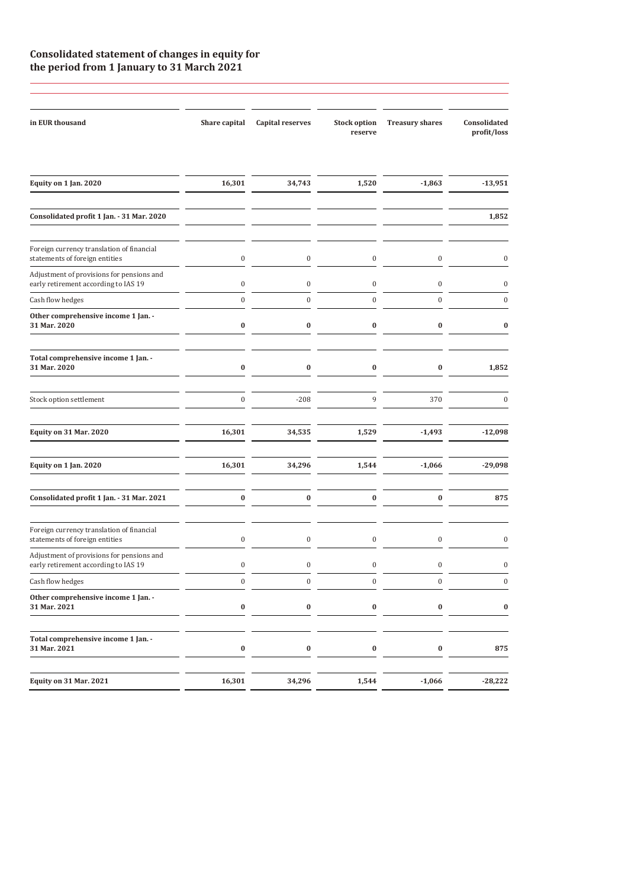## Consolidated statement of changes in equity for the period from 1 January to 31 March 2021

| in EUR thousand | Share capital | Capital reserves | Stock option reserve | Treasury shares | Consolidated profit/loss |
|---|---|---|---|---|---|
| **Equity on 1 Jan. 2020** | **16,301** | **34,743** | **1,520** | **-1,863** | **-13,951** |
| **Consolidated profit 1 Jan. - 31 Mar. 2020** | | | | | **1,852** |
| Foreign currency translation of financial statements of foreign entities | 0 | 0 | 0 | 0 | 0 |
| Adjustment of provisions for pensions and early retirement according to IAS 19 | 0 | 0 | 0 | 0 | 0 |
| Cash flow hedges | 0 | 0 | 0 | 0 | 0 |
| **Other comprehensive income 1 Jan. - 31 Mar. 2020** | **0** | **0** | **0** | **0** | **0** |
| **Total comprehensive income 1 Jan. - 31 Mar. 2020** | **0** | **0** | **0** | **0** | **1,852** |
| Stock option settlement | 0 | -208 | 9 | 370 | 0 |
| **Equity on 31 Mar. 2020** | **16,301** | **34,535** | **1,529** | **-1,493** | **-12,098** |
| **Equity on 1 Jan. 2020** | **16,301** | **34,296** | **1,544** | **-1,066** | **-29,098** |
| **Consolidated profit 1 Jan. - 31 Mar. 2021** | **0** | **0** | **0** | **0** | **875** |
| Foreign currency translation of financial statements of foreign entities | 0 | 0 | 0 | 0 | 0 |
| Adjustment of provisions for pensions and early retirement according to IAS 19 | 0 | 0 | 0 | 0 | 0 |
| Cash flow hedges | 0 | 0 | 0 | 0 | 0 |
| **Other comprehensive income 1 Jan. - 31 Mar. 2021** | **0** | **0** | **0** | **0** | **0** |
| **Total comprehensive income 1 Jan. - 31 Mar. 2021** | **0** | **0** | **0** | **0** | **875** |
| **Equity on 31 Mar. 2021** | **16,301** | **34,296** | **1,544** | **-1,066** | **-28,222** |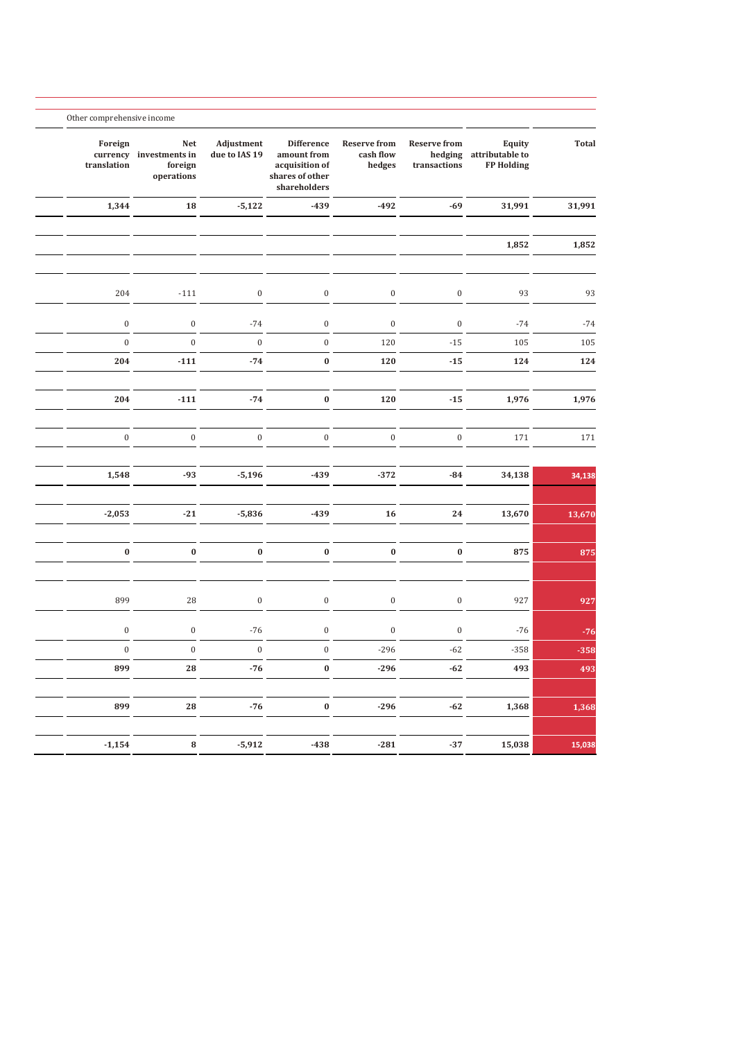| Other comprehensive income | | | | | | | |
|---|---|---|---|---|---|---|---|
| **Foreign currency translation** | **Net investments in foreign operations** | **Adjustment due to IAS 19** | **Difference amount from acquisition of shares of other shareholders** | **Reserve from cash flow hedges** | **Reserve from hedging transactions** | **Equity attributable to FP Holding** | **Total** |
| **1,344** | **18** | **-5,122** | **-439** | **-492** | **-69** | **31,991** | **31,991** |
| | | | | | | **1,852** | **1,852** |
| 204 | -111 | 0 | 0 | 0 | 0 | 93 | 93 |
| 0 | 0 | -74 | 0 | 0 | 0 | -74 | -74 |
| 0 | 0 | 0 | 0 | 120 | -15 | 105 | 105 |
| **204** | **-111** | **-74** | **0** | **120** | **-15** | **124** | **124** |
| **204** | **-111** | **-74** | **0** | **120** | **-15** | **1,976** | **1,976** |
| 0 | 0 | 0 | 0 | 0 | 0 | 171 | 171 |
| **1,548** | **-93** | **-5,196** | **-439** | **-372** | **-84** | **34,138** | **34,138** |
| **-2,053** | **-21** | **-5,836** | **-439** | **16** | **24** | **13,670** | **13,670** |
| **0** | **0** | **0** | **0** | **0** | **0** | **875** | **875** |
| 899 | 28 | 0 | 0 | 0 | 0 | 927 | 927 |
| 0 | 0 | -76 | 0 | 0 | 0 | -76 | -76 |
| 0 | 0 | 0 | 0 | -296 | -62 | -358 | -358 |
| **899** | **28** | **-76** | **0** | **-296** | **-62** | **493** | **493** |
| **899** | **28** | **-76** | **0** | **-296** | **-62** | **1,368** | **1,368** |
| **-1,154** | **8** | **-5,912** | **-438** | **-281** | **-37** | **15,038** | **15,038** |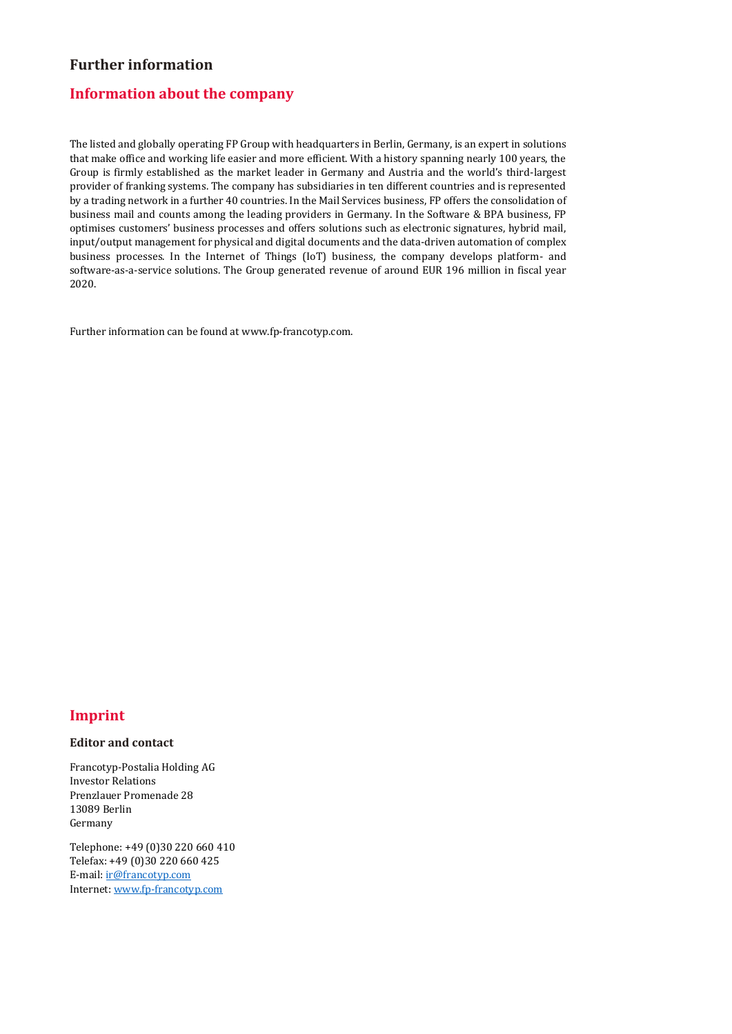# Further information

## Information about the company

The listed and globally operating FP Group with headquarters in Berlin, Germany, is an expert in solutions that make office and working life easier and more efficient. With a history spanning nearly 100 years, the Group is firmly established as the market leader in Germany and Austria and the world's third-largest provider of franking systems. The company has subsidiaries in ten different countries and is represented by a trading network in a further 40 countries. In the Mail Services business, FP offers the consolidation of business mail and counts among the leading providers in Germany. In the Software & BPA business, FP optimises customers' business processes and offers solutions such as electronic signatures, hybrid mail, input/output management for physical and digital documents and the data-driven automation of complex business processes. In the Internet of Things (IoT) business, the company develops platform- and software-as-a-service solutions. The Group generated revenue of around EUR 196 million in fiscal year 2020.

Further information can be found at www.fp-francotyp.com.

## Imprint

### Editor and contact

Francotyp-Postalia Holding AG
Investor Relations
Prenzlauer Promenade 28
13089 Berlin
Germany

Telephone: +49 (0)30 220 660 410
Telefax: +49 (0)30 220 660 425
E-mail: ir@francotyp.com
Internet: www.fp-francotyp.com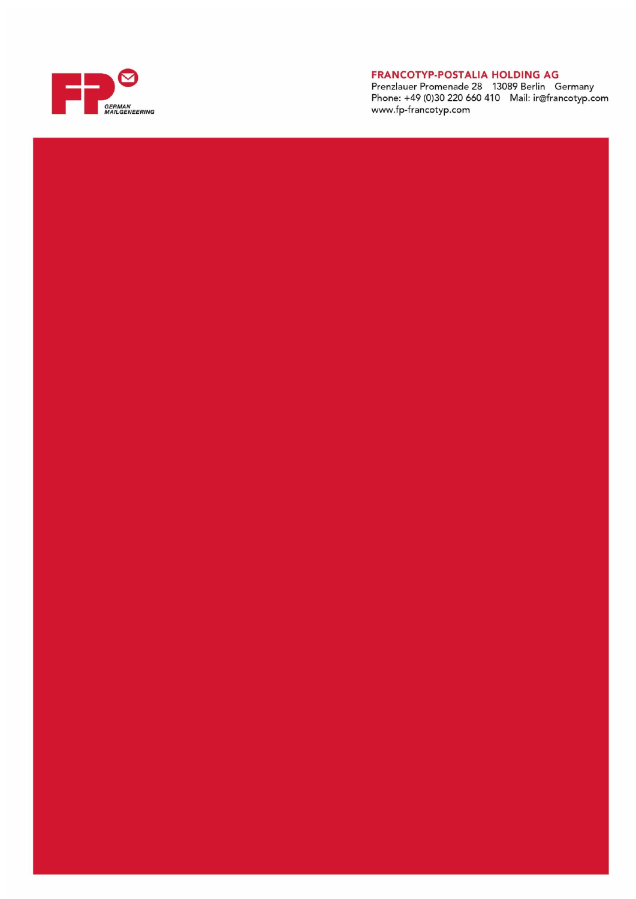**FRANCOTYP-POSTALIA HOLDING AG**
Prenzlauer Promenade 28 13089 Berlin Germany
Phone: +49 (0)30 220 660 410 Mail: ir@francotyp.com
www.fp-francotyp.com